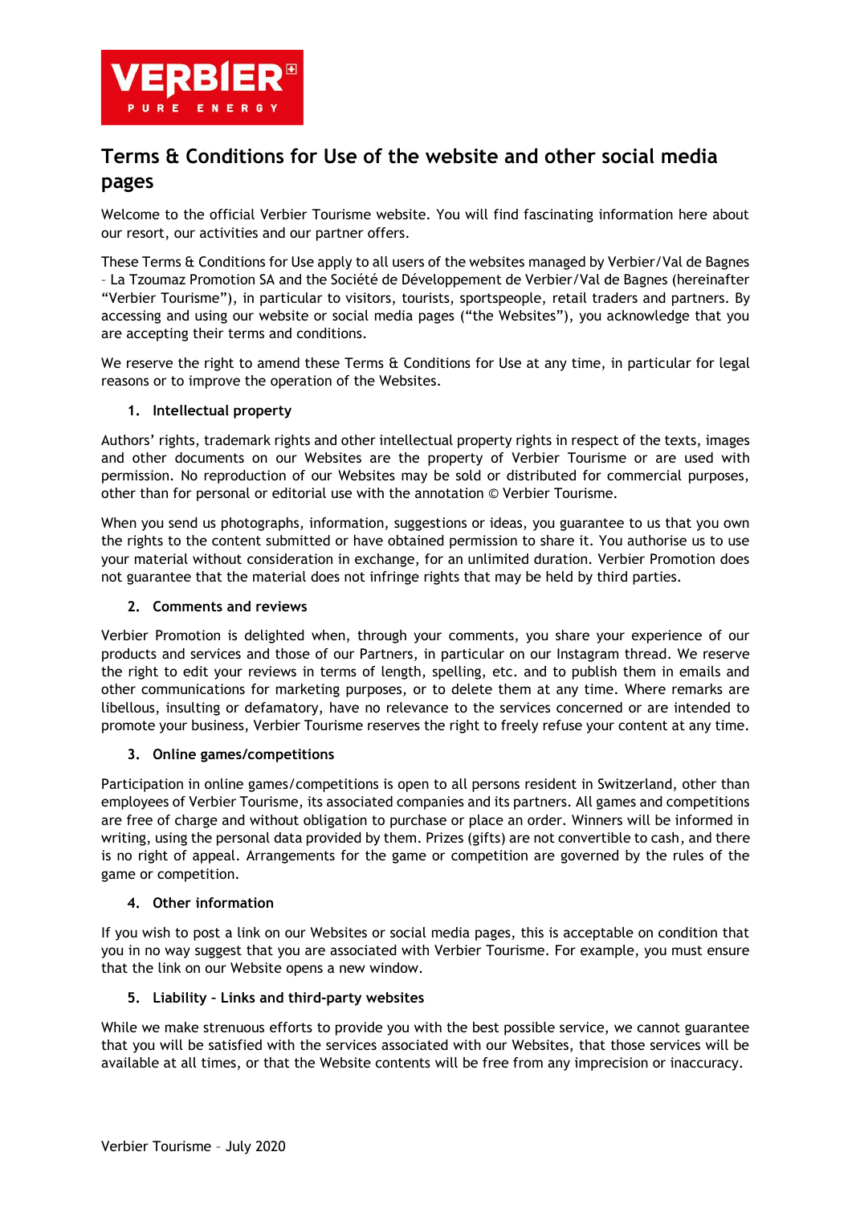# Terms & Conditions for Use of the website and other social media pages

Welcome to the official Verbier Tourisme website. You will find fascinating information here about our resort, our activities and our partner offers.

These Terms & Conditions for Use apply to all users of the websites managed by Verbier/Val de Bagnes – La Tzoumaz Promotion SA and the Société de Développement de Verbier/Val de Bagnes (hereinafter "Verbier Tourisme"), in particular to visitors, tourists, sportspeople, retail traders and partners. By accessing and using our website or social media pages ("the Websites"), you acknowledge that you are accepting their terms and conditions.

We reserve the right to amend these Terms & Conditions for Use at any time, in particular for legal reasons or to improve the operation of the Websites.

## 1. Intellectual property

Authors' rights, trademark rights and other intellectual property rights in respect of the texts, images and other documents on our Websites are the property of Verbier Tourisme or are used with permission. No reproduction of our Websites may be sold or distributed for commercial purposes, other than for personal or editorial use with the annotation © Verbier Tourisme.

When you send us photographs, information, suggestions or ideas, you guarantee to us that you own the rights to the content submitted or have obtained permission to share it. You authorise us to use your material without consideration in exchange, for an unlimited duration. Verbier Promotion does not guarantee that the material does not infringe rights that may be held by third parties.

## 2. Comments and reviews

Verbier Promotion is delighted when, through your comments, you share your experience of our products and services and those of our Partners, in particular on our Instagram thread. We reserve the right to edit your reviews in terms of length, spelling, etc. and to publish them in emails and other communications for marketing purposes, or to delete them at any time. Where remarks are libellous, insulting or defamatory, have no relevance to the services concerned or are intended to promote your business, Verbier Tourisme reserves the right to freely refuse your content at any time.

## 3. Online games/competitions

Participation in online games/competitions is open to all persons resident in Switzerland, other than employees of Verbier Tourisme, its associated companies and its partners. All games and competitions are free of charge and without obligation to purchase or place an order. Winners will be informed in writing, using the personal data provided by them. Prizes (gifts) are not convertible to cash, and there is no right of appeal. Arrangements for the game or competition are governed by the rules of the game or competition.

## 4. Other information

If you wish to post a link on our Websites or social media pages, this is acceptable on condition that you in no way suggest that you are associated with Verbier Tourisme. For example, you must ensure that the link on our Website opens a new window.

## 5. Liability – Links and third-party websites

While we make strenuous efforts to provide you with the best possible service, we cannot guarantee that you will be satisfied with the services associated with our Websites, that those services will be available at all times, or that the Website contents will be free from any imprecision or inaccuracy.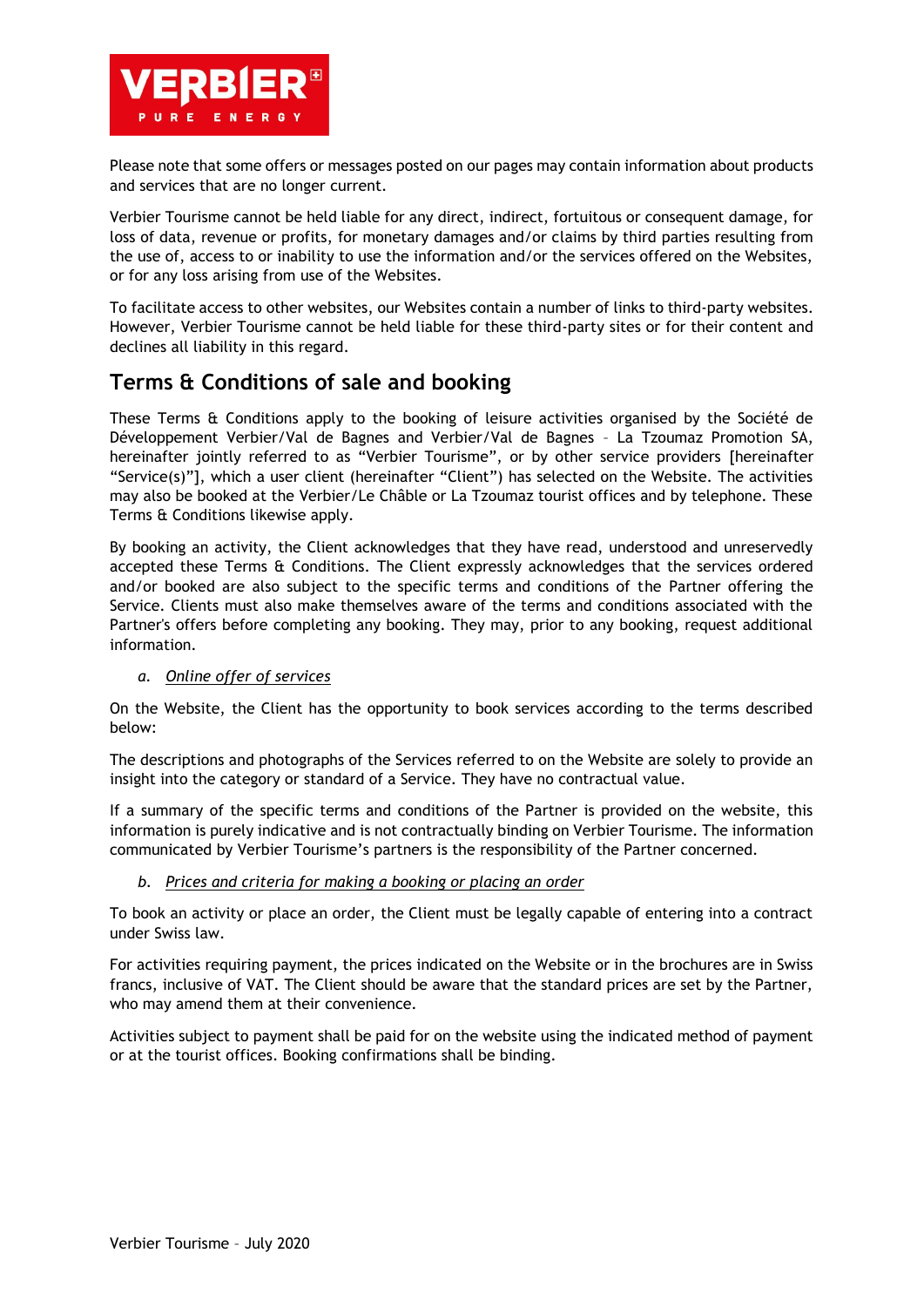Please note that some offers or messages posted on our pages may contain information about products and services that are no longer current.

Verbier Tourisme cannot be held liable for any direct, indirect, fortuitous or consequent damage, for loss of data, revenue or profits, for monetary damages and/or claims by third parties resulting from the use of, access to or inability to use the information and/or the services offered on the Websites, or for any loss arising from use of the Websites.

To facilitate access to other websites, our Websites contain a number of links to third-party websites. However, Verbier Tourisme cannot be held liable for these third-party sites or for their content and declines all liability in this regard.

## Terms & Conditions of sale and booking

These Terms & Conditions apply to the booking of leisure activities organised by the Société de Développement Verbier/Val de Bagnes and Verbier/Val de Bagnes – La Tzoumaz Promotion SA, hereinafter jointly referred to as "Verbier Tourisme", or by other service providers [hereinafter "Service(s)"], which a user client (hereinafter "Client") has selected on the Website. The activities may also be booked at the Verbier/Le Châble or La Tzoumaz tourist offices and by telephone. These Terms & Conditions likewise apply.

By booking an activity, the Client acknowledges that they have read, understood and unreservedly accepted these Terms & Conditions. The Client expressly acknowledges that the services ordered and/or booked are also subject to the specific terms and conditions of the Partner offering the Service. Clients must also make themselves aware of the terms and conditions associated with the Partner's offers before completing any booking. They may, prior to any booking, request additional information.

a. *Online offer of services*

On the Website, the Client has the opportunity to book services according to the terms described below:

The descriptions and photographs of the Services referred to on the Website are solely to provide an insight into the category or standard of a Service. They have no contractual value.

If a summary of the specific terms and conditions of the Partner is provided on the website, this information is purely indicative and is not contractually binding on Verbier Tourisme. The information communicated by Verbier Tourisme's partners is the responsibility of the Partner concerned.

b. *Prices and criteria for making a booking or placing an order*

To book an activity or place an order, the Client must be legally capable of entering into a contract under Swiss law.

For activities requiring payment, the prices indicated on the Website or in the brochures are in Swiss francs, inclusive of VAT. The Client should be aware that the standard prices are set by the Partner, who may amend them at their convenience.

Activities subject to payment shall be paid for on the website using the indicated method of payment or at the tourist offices. Booking confirmations shall be binding.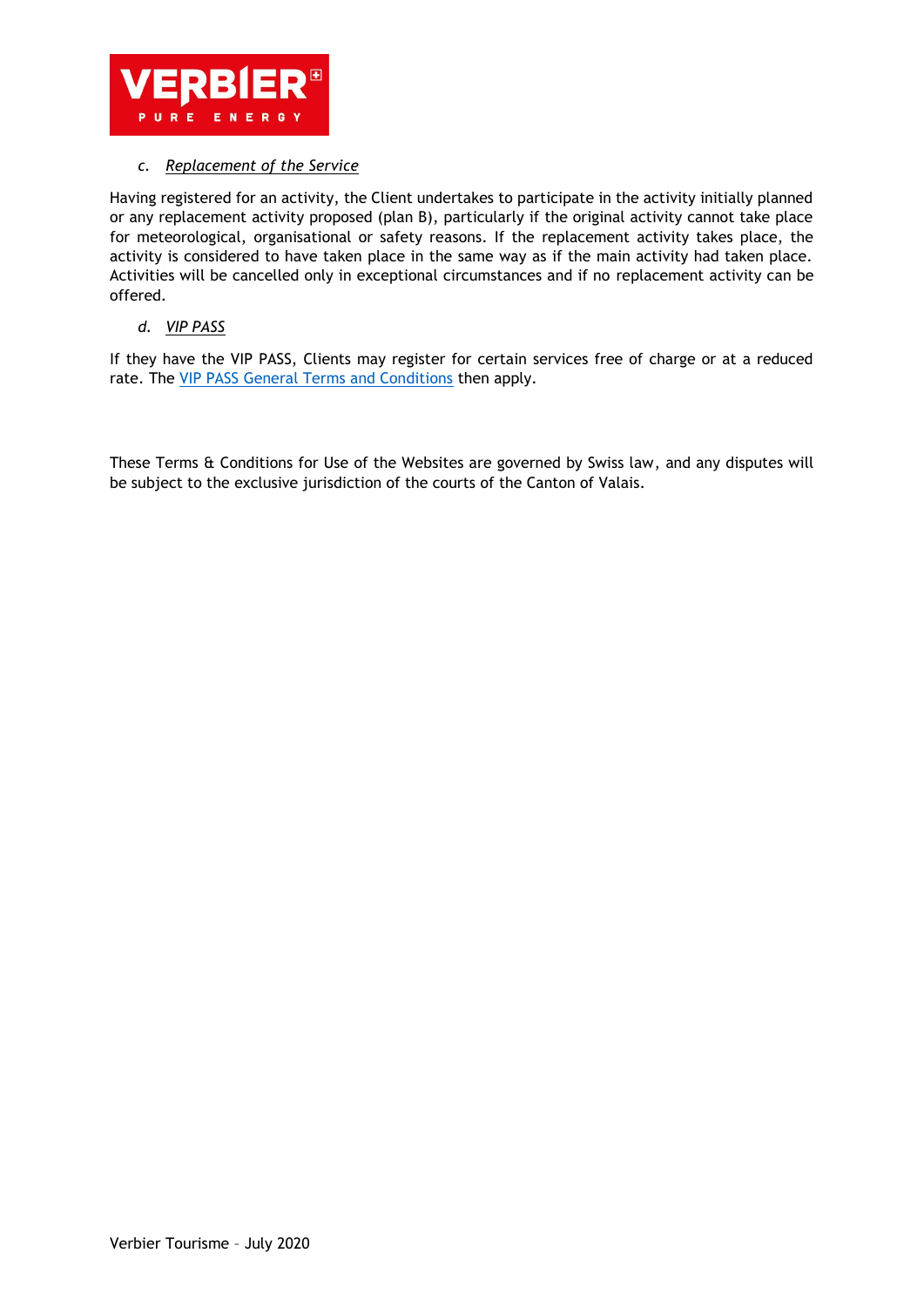c. *Replacement of the Service*

Having registered for an activity, the Client undertakes to participate in the activity initially planned or any replacement activity proposed (plan B), particularly if the original activity cannot take place for meteorological, organisational or safety reasons. If the replacement activity takes place, the activity is considered to have taken place in the same way as if the main activity had taken place. Activities will be cancelled only in exceptional circumstances and if no replacement activity can be offered.

d. *VIP PASS*

If they have the VIP PASS, Clients may register for certain services free of charge or at a reduced rate. The VIP PASS General Terms and Conditions then apply.

These Terms & Conditions for Use of the Websites are governed by Swiss law, and any disputes will be subject to the exclusive jurisdiction of the courts of the Canton of Valais.